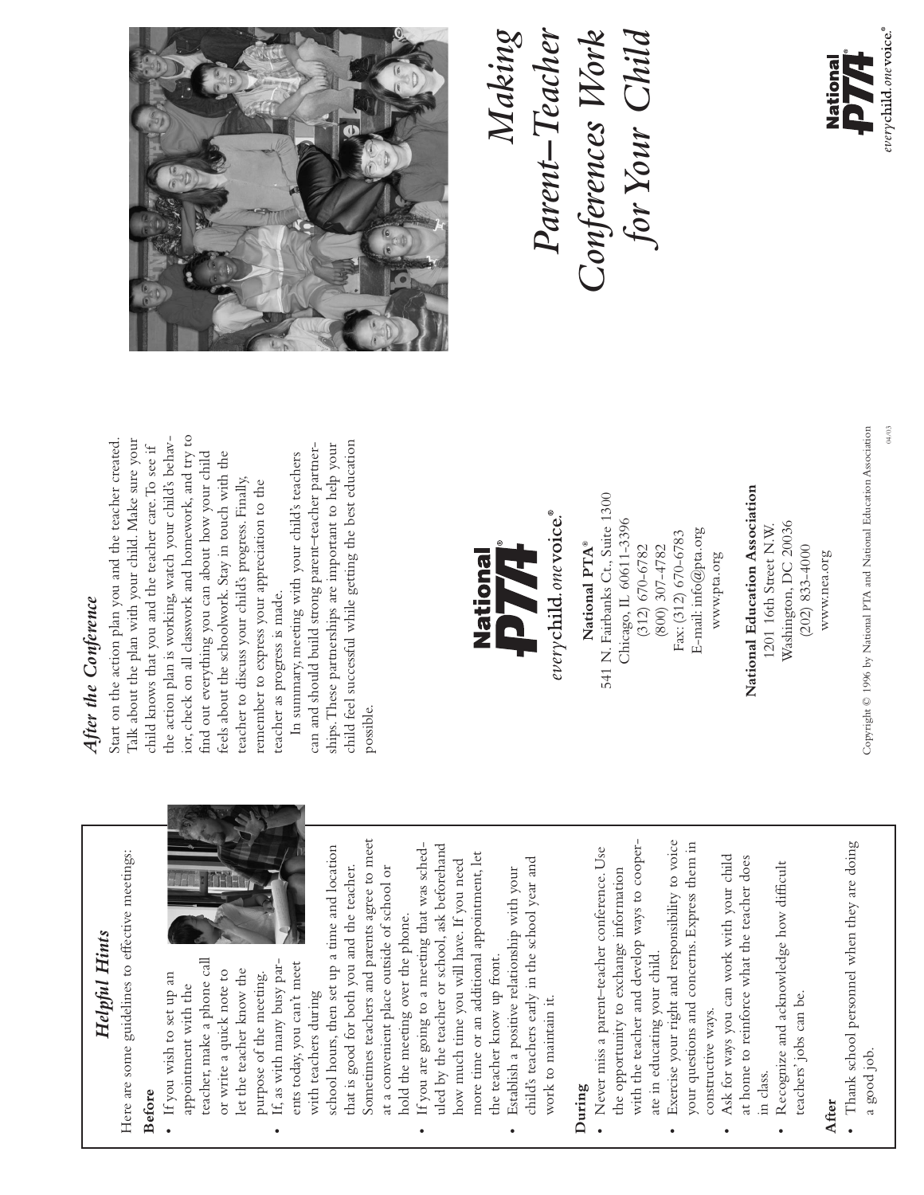## Helpful Hints

Here are some guidelines to effective meetings:

**Before**

- If you wish to set up an appointment with the teacher, make a phone call or write a quick note to let the teacher know the purpose of the meeting.
- If, as with many busy parents today, you can't meet with teachers during school hours, then set up a time and location that is good for both you and the teacher. Sometimes teachers and parents agree to meet at a convenient place outside of school or hold the meeting over the phone.
- If you are going to a meeting that was scheduled by the teacher or school, ask beforehand how much time you will have. If you need more time or an additional appointment, let the teacher know up front.
- Establish a positive relationship with your child's teachers early in the school year and work to maintain it.

**During**

- Never miss a parent–teacher conference. Use the opportunity to exchange information with the teacher and develop ways to cooperate in educating your child.
- Exercise your right and responsibility to voice your questions and concerns. Express them in constructive ways.
- Ask for ways you can work with your child at home to reinforce what the teacher does in class.
- Recognize and acknowledge how difficult teachers' jobs can be.

**After**

- Thank school personnel when they are doing a good job.

## *After the Conference*

Start on the action plan you and the teacher created. Talk about the plan with your child. Make sure your child knows that you and the teacher care. To see if the action plan is working, watch your child's behavior, check on all classwork and homework, and try to find out everything you can about how your child feels about the schoolwork. Stay in touch with the teacher to discuss your child's progress. Finally, remember to express your appreciation to the teacher as progress is made.

In summary, meeting with your child's teachers can and should build strong parent–teacher partnerships. These partnerships are important to help your child feel successful while getting the best education possible.

National PTA® *everychild. one voice.*®

**National PTA®**
541 N. Fairbanks Ct., Suite 1300
Chicago, IL 60611-3396
(312) 670-6782
(800) 307-4782
Fax: (312) 670-6783
E-mail: info@pta.org
www.pta.org

**National Education Association**
1201 16th Street N.W.
Washington, DC 20036
(202) 833-4000
www.nea.org

Copyright © 1996 by National PTA and National Education Association

04/03

# *Making Parent–Teacher Conferences Work for Your Child*

National PTA® *everychild. one voice.*®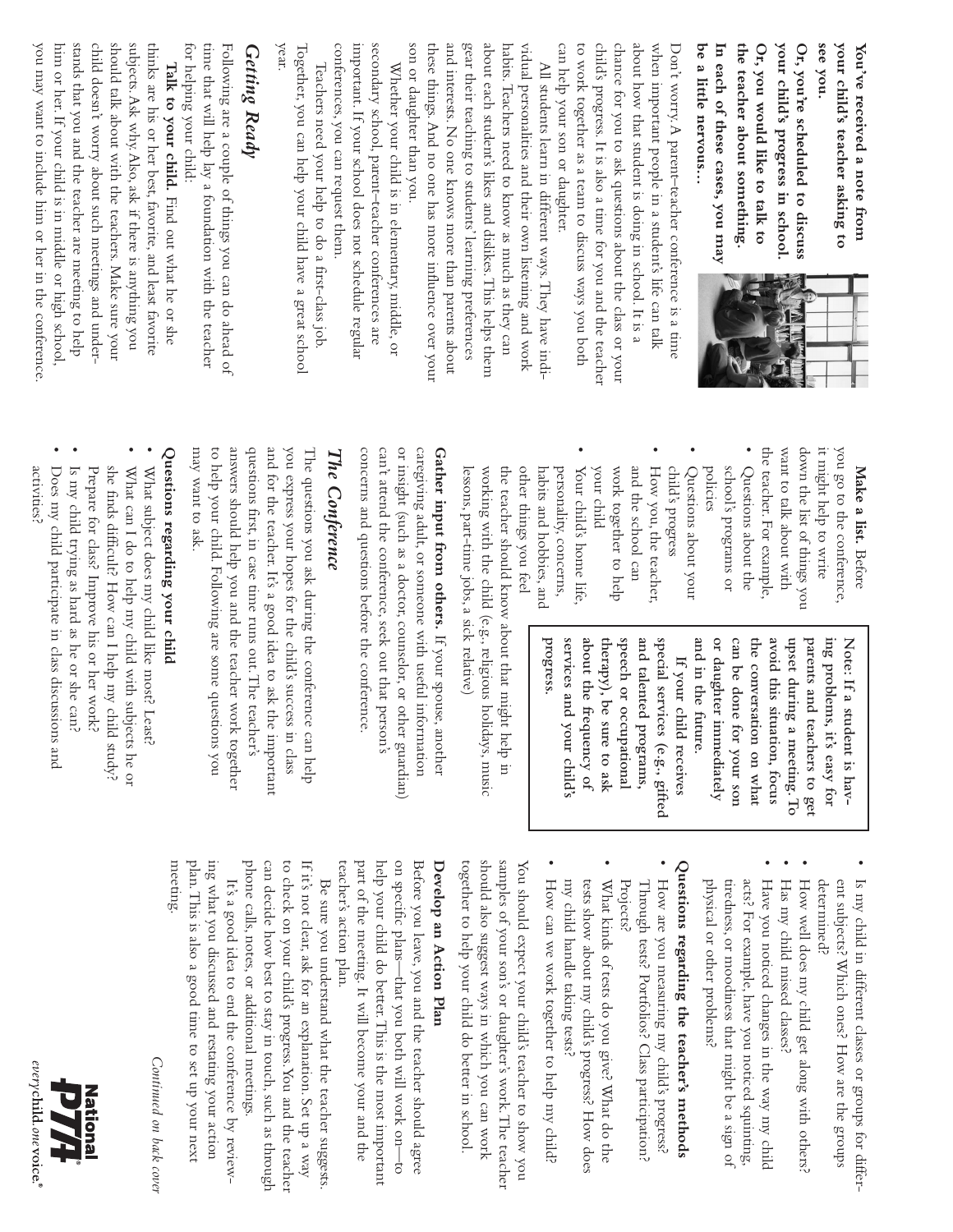**You've received a note from your child's teacher asking to see you.**

**Or, you're scheduled to discuss your child's progress in school.**

**Or, you would like to talk to the teacher about something.**

**In each of these cases, you may be a little nervous…**

Don't worry. A parent–teacher conference is a time when important people in a student's life can talk about how that student is doing in school. It is a chance for you to ask questions about the class or your child's progress. It is also a time for you and the teacher to work together as a team to discuss ways you both can help your son or daughter.

All students learn in different ways. They have individual personalities and their own listening and work habits. Teachers need to know as much as they can about each student's likes and dislikes. This helps them gear their teaching to students' learning preferences and interests. No one knows more than parents about these things. And no one has more influence over your son or daughter than you.

Whether your child is in elementary, middle, or secondary school, parent–teacher conferences are important. If your school does not schedule regular conferences, you can request them.

Teachers need your help to do a first-class job. Together, you can help your child have a great school year.

## *Getting Ready*

Following are a couple of things you can do ahead of time that will help lay a foundation with the teacher for helping your child:

**Talk to your child.** Find out what he or she thinks are his or her best, favorite, and least favorite subjects. Ask why. Also, ask if there is anything you should talk about with the teacher. Make sure your child doesn't worry about such meetings and understands that you and the teacher are meeting to help him or her. If your child is in middle or high school, you may want to include him or her in the conference.

**Make a list.** Before you go to the conference, it might help to write down the list of things you want to talk about with the teacher. For example,

- Questions about the school's programs or policies
- Questions about your child's progress
- How you, the teacher, and the school can work together to help your child
- Your child's home life, personality, concerns, habits and hobbies, and other things you feel the teacher should know about that might help in working with the child (e.g., religious holidays, music lessons, part-time jobs, a sick relative)

**Note: If a student is having problems, it's easy for parents and teachers to get upset during a meeting. To avoid this situation, focus the conversation on what can be done for your son or daughter immediately and in the future.**

**If your child receives special services (e.g., gifted and talented programs, speech or occupational therapy), be sure to ask about the frequency of services and your child's progress.**

**Gather input from others.** If your spouse, another caregiving adult, or someone with useful information or insight (such as a doctor, counselor, or other guardian) can't attend the conference, seek out that person's concerns and questions before the conference.

## *The Conference*

The questions you ask during the conference can help you express your hopes for the child's success in class and for the teacher. It's a good idea to ask the important questions first, in case time runs out. The teacher's answers should help you and the teacher work together to help your child. Following are some questions you may want to ask.

### Questions regarding your child

- What subject does my child like most? Least?
- What can I do to help my child with subjects he or she finds difficult? How can I help my child study? Prepare for class? Improve his or her work?
- Is my child trying as hard as he or she can?
- Does my child participate in class discussions and activities?
- Is my child in different classes or groups for different subjects? Which ones? How are the groups determined?
- How well does my child get along with others?
- Has my child missed classes?
- Have you noticed changes in the way my child acts? For example, have you noticed squinting, tiredness, or moodiness that might be a sign of physical or other problems?

### Questions regarding the teacher's methods

- How are you measuring my child's progress? Through tests? Portfolios? Class participation? Projects?
- What kinds of tests do you give? What do the tests show about my child's progress? How does my child handle taking tests?
- How can we work together to help my child?

You should expect your child's teacher to show you samples of your son's or daughter's work. The teacher should also suggest ways in which you can work together to help your child do better in school.

### Develop an Action Plan

Before you leave, you and the teacher should agree on specific plans—that you both will work on—to help your child do better. This is the most important part of the meeting. It will become your and the teacher's action plan.

Be sure you understand what the teacher suggests. If it's not clear, ask for an explanation. Set up a way to check on your child's progress. You and the teacher can decide how best to stay in touch, such as through phone calls, notes, or additional meetings.

It's a good idea to end the conference by reviewing what you discussed and restating your action plan. This is also a good time to set up your next meeting.

*Continued on back cover*

National PTA®

*every*child.*one*voice.®